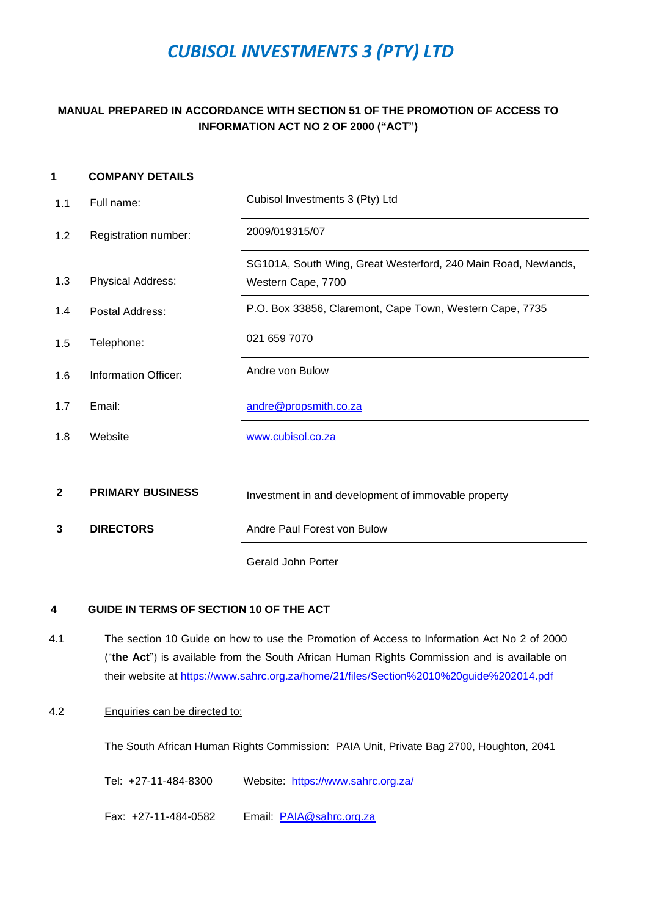# *CUBISOL INVESTMENTS 3 (PTY) LTD*

**MANUAL PREPARED IN ACCORDANCE WITH SECTION 51 OF THE PROMOTION OF ACCESS TO INFORMATION ACT NO 2 OF 2000 ("ACT")**

## 1 COMPANY DETAILS

| | | |
|---|---|---|
| 1.1 | Full name: | Cubisol Investments 3 (Pty) Ltd |
| 1.2 | Registration number: | 2009/019315/07 |
| 1.3 | Physical Address: | SG101A, South Wing, Great Westerford, 240 Main Road, Newlands, Western Cape, 7700 |
| 1.4 | Postal Address: | P.O. Box 33856, Claremont, Cape Town, Western Cape, 7735 |
| 1.5 | Telephone: | 021 659 7070 |
| 1.6 | Information Officer: | Andre von Bulow |
| 1.7 | Email: | andre@propsmith.co.za |
| 1.8 | Website | www.cubisol.co.za |

| | | |
|---|---|---|
| **2** | **PRIMARY BUSINESS** | Investment in and development of immovable property |
| **3** | **DIRECTORS** | Andre Paul Forest von Bulow |
| | | Gerald John Porter |

## 4 GUIDE IN TERMS OF SECTION 10 OF THE ACT

4.1 The section 10 Guide on how to use the Promotion of Access to Information Act No 2 of 2000 ("**the Act**") is available from the South African Human Rights Commission and is available on their website at https://www.sahrc.org.za/home/21/files/Section%2010%20guide%202014.pdf

4.2 Enquiries can be directed to:

The South African Human Rights Commission: PAIA Unit, Private Bag 2700, Houghton, 2041

Tel: +27-11-484-8300 Website: https://www.sahrc.org.za/

Fax: +27-11-484-0582 Email: PAIA@sahrc.org.za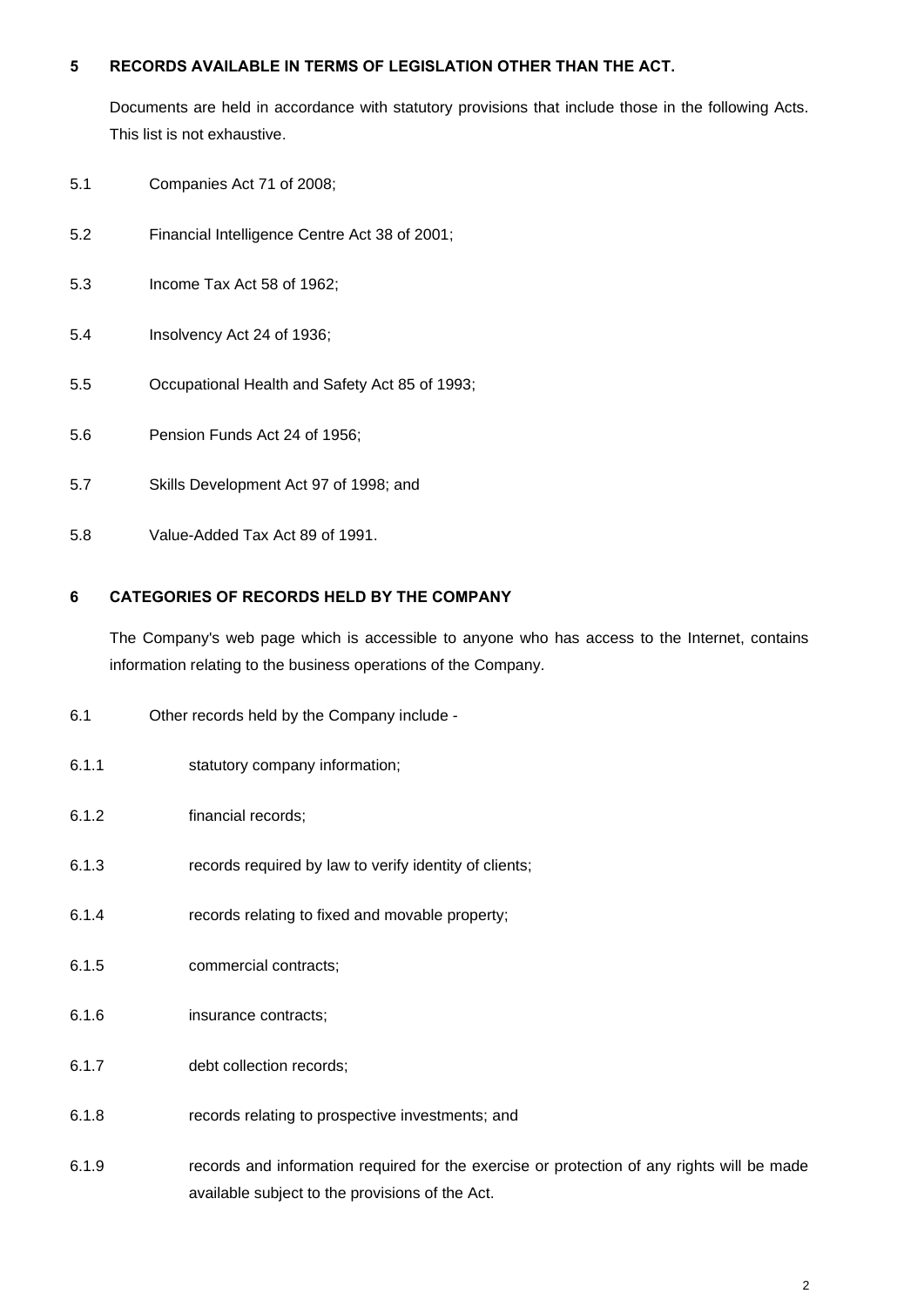## 5 RECORDS AVAILABLE IN TERMS OF LEGISLATION OTHER THAN THE ACT.

Documents are held in accordance with statutory provisions that include those in the following Acts. This list is not exhaustive.

5.1 Companies Act 71 of 2008;

5.2 Financial Intelligence Centre Act 38 of 2001;

5.3 Income Tax Act 58 of 1962;

5.4 Insolvency Act 24 of 1936;

5.5 Occupational Health and Safety Act 85 of 1993;

5.6 Pension Funds Act 24 of 1956;

5.7 Skills Development Act 97 of 1998; and

5.8 Value-Added Tax Act 89 of 1991.

## 6 CATEGORIES OF RECORDS HELD BY THE COMPANY

The Company's web page which is accessible to anyone who has access to the Internet, contains information relating to the business operations of the Company.

6.1 Other records held by the Company include -

6.1.1 statutory company information;

6.1.2 financial records;

6.1.3 records required by law to verify identity of clients;

6.1.4 records relating to fixed and movable property;

6.1.5 commercial contracts;

6.1.6 insurance contracts;

6.1.7 debt collection records;

6.1.8 records relating to prospective investments; and

6.1.9 records and information required for the exercise or protection of any rights will be made available subject to the provisions of the Act.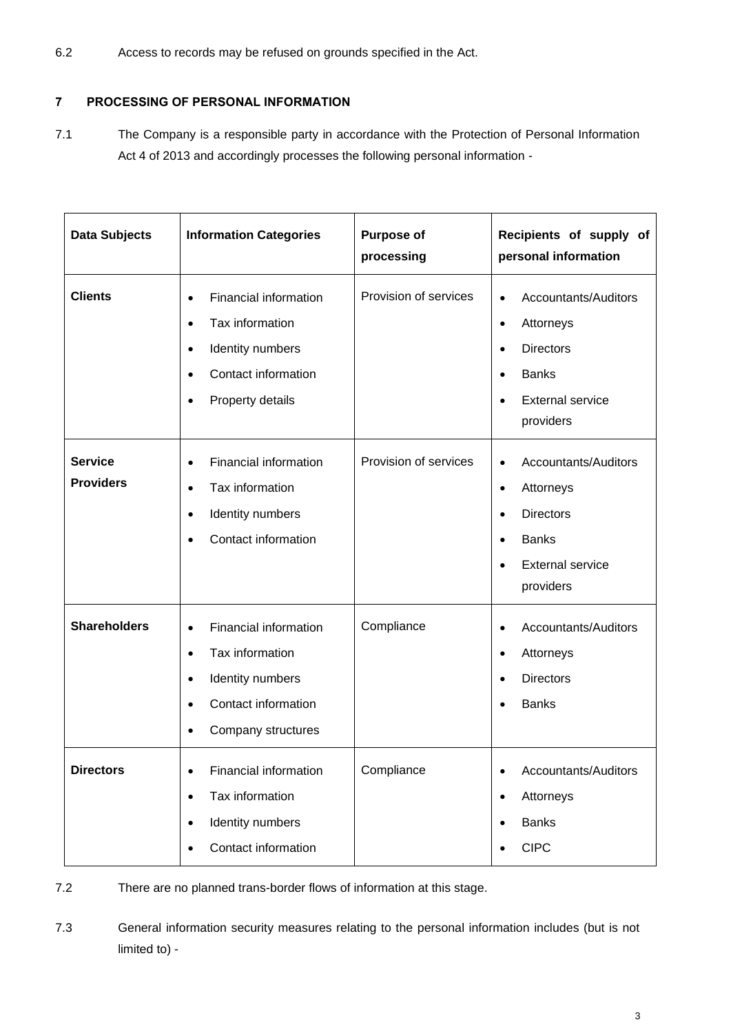6.2 Access to records may be refused on grounds specified in the Act.

## 7 PROCESSING OF PERSONAL INFORMATION

7.1 The Company is a responsible party in accordance with the Protection of Personal Information Act 4 of 2013 and accordingly processes the following personal information -

| Data Subjects | Information Categories | Purpose of processing | Recipients of supply of personal information |
|---|---|---|---|
| **Clients** | • Financial information<br>• Tax information<br>• Identity numbers<br>• Contact information<br>• Property details | Provision of services | • Accountants/Auditors<br>• Attorneys<br>• Directors<br>• Banks<br>• External service providers |
| **Service Providers** | • Financial information<br>• Tax information<br>• Identity numbers<br>• Contact information | Provision of services | • Accountants/Auditors<br>• Attorneys<br>• Directors<br>• Banks<br>• External service providers |
| **Shareholders** | • Financial information<br>• Tax information<br>• Identity numbers<br>• Contact information<br>• Company structures | Compliance | • Accountants/Auditors<br>• Attorneys<br>• Directors<br>• Banks |
| **Directors** | • Financial information<br>• Tax information<br>• Identity numbers<br>• Contact information | Compliance | • Accountants/Auditors<br>• Attorneys<br>• Banks<br>• CIPC |

7.2 There are no planned trans-border flows of information at this stage.

7.3 General information security measures relating to the personal information includes (but is not limited to) -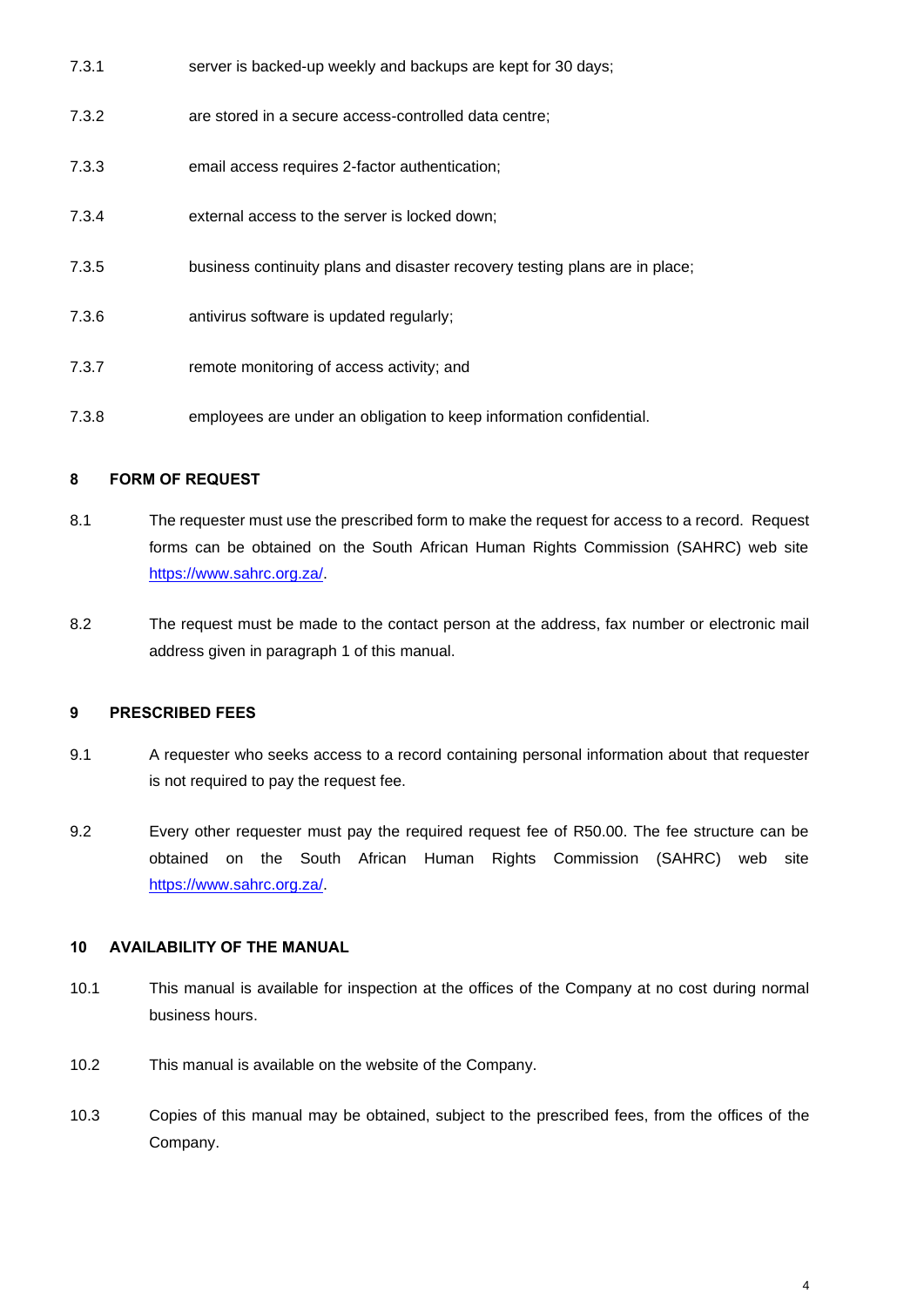7.3.1 server is backed-up weekly and backups are kept for 30 days;

7.3.2 are stored in a secure access-controlled data centre;

7.3.3 email access requires 2-factor authentication;

7.3.4 external access to the server is locked down;

7.3.5 business continuity plans and disaster recovery testing plans are in place;

7.3.6 antivirus software is updated regularly;

7.3.7 remote monitoring of access activity; and

7.3.8 employees are under an obligation to keep information confidential.

**8 FORM OF REQUEST**

8.1 The requester must use the prescribed form to make the request for access to a record. Request forms can be obtained on the South African Human Rights Commission (SAHRC) web site [https://www.sahrc.org.za/](https://www.sahrc.org.za/).

8.2 The request must be made to the contact person at the address, fax number or electronic mail address given in paragraph 1 of this manual.

**9 PRESCRIBED FEES**

9.1 A requester who seeks access to a record containing personal information about that requester is not required to pay the request fee.

9.2 Every other requester must pay the required request fee of R50.00. The fee structure can be obtained on the South African Human Rights Commission (SAHRC) web site [https://www.sahrc.org.za/](https://www.sahrc.org.za/).

**10 AVAILABILITY OF THE MANUAL**

10.1 This manual is available for inspection at the offices of the Company at no cost during normal business hours.

10.2 This manual is available on the website of the Company.

10.3 Copies of this manual may be obtained, subject to the prescribed fees, from the offices of the Company.